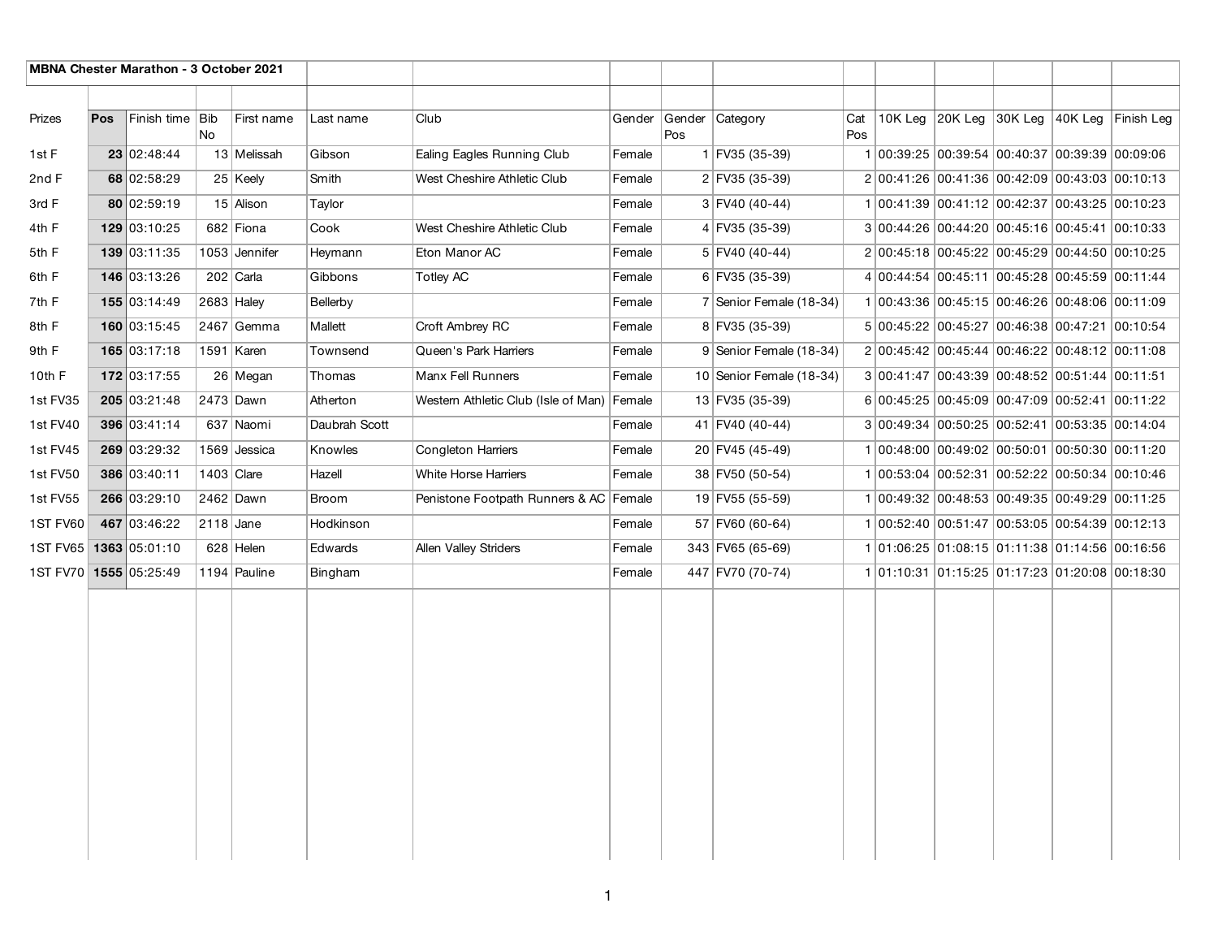## MBNA Chester Marathon - 3 October 2021

| Prizes | Pos | Finish time | Bib No | First name | Last name | Club | Gender | Gender Pos | Category | Cat Pos | 10K Leg | 20K Leg | 30K Leg | 40K Leg | Finish Leg |
|---|---|---|---|---|---|---|---|---|---|---|---|---|---|---|---|
| 1st F | **23** | 02:48:44 | 13 | Melissah | Gibson | Ealing Eagles Running Club | Female | 1 | FV35 (35-39) | 1 | 00:39:25 | 00:39:54 | 00:40:37 | 00:39:39 | 00:09:06 |
| 2nd F | **68** | 02:58:29 | 25 | Keely | Smith | West Cheshire Athletic Club | Female | 2 | FV35 (35-39) | 2 | 00:41:26 | 00:41:36 | 00:42:09 | 00:43:03 | 00:10:13 |
| 3rd F | **80** | 02:59:19 | 15 | Alison | Taylor | | Female | 3 | FV40 (40-44) | 1 | 00:41:39 | 00:41:12 | 00:42:37 | 00:43:25 | 00:10:23 |
| 4th F | **129** | 03:10:25 | 682 | Fiona | Cook | West Cheshire Athletic Club | Female | 4 | FV35 (35-39) | 3 | 00:44:26 | 00:44:20 | 00:45:16 | 00:45:41 | 00:10:33 |
| 5th F | **139** | 03:11:35 | 1053 | Jennifer | Heymann | Eton Manor AC | Female | 5 | FV40 (40-44) | 2 | 00:45:18 | 00:45:22 | 00:45:29 | 00:44:50 | 00:10:25 |
| 6th F | **146** | 03:13:26 | 202 | Carla | Gibbons | Totley AC | Female | 6 | FV35 (35-39) | 4 | 00:44:54 | 00:45:11 | 00:45:28 | 00:45:59 | 00:11:44 |
| 7th F | **155** | 03:14:49 | 2683 | Haley | Bellerby | | Female | 7 | Senior Female (18-34) | 1 | 00:43:36 | 00:45:15 | 00:46:26 | 00:48:06 | 00:11:09 |
| 8th F | **160** | 03:15:45 | 2467 | Gemma | Mallett | Croft Ambrey RC | Female | 8 | FV35 (35-39) | 5 | 00:45:22 | 00:45:27 | 00:46:38 | 00:47:21 | 00:10:54 |
| 9th F | **165** | 03:17:18 | 1591 | Karen | Townsend | Queen's Park Harriers | Female | 9 | Senior Female (18-34) | 2 | 00:45:42 | 00:45:44 | 00:46:22 | 00:48:12 | 00:11:08 |
| 10th F | **172** | 03:17:55 | 26 | Megan | Thomas | Manx Fell Runners | Female | 10 | Senior Female (18-34) | 3 | 00:41:47 | 00:43:39 | 00:48:52 | 00:51:44 | 00:11:51 |
| 1st FV35 | **205** | 03:21:48 | 2473 | Dawn | Atherton | Western Athletic Club (Isle of Man) | Female | 13 | FV35 (35-39) | 6 | 00:45:25 | 00:45:09 | 00:47:09 | 00:52:41 | 00:11:22 |
| 1st FV40 | **396** | 03:41:14 | 637 | Naomi | Daubrah Scott | | Female | 41 | FV40 (40-44) | 3 | 00:49:34 | 00:50:25 | 00:52:41 | 00:53:35 | 00:14:04 |
| 1st FV45 | **269** | 03:29:32 | 1569 | Jessica | Knowles | Congleton Harriers | Female | 20 | FV45 (45-49) | 1 | 00:48:00 | 00:49:02 | 00:50:01 | 00:50:30 | 00:11:20 |
| 1st FV50 | **386** | 03:40:11 | 1403 | Clare | Hazell | White Horse Harriers | Female | 38 | FV50 (50-54) | 1 | 00:53:04 | 00:52:31 | 00:52:22 | 00:50:34 | 00:10:46 |
| 1st FV55 | **266** | 03:29:10 | 2462 | Dawn | Broom | Penistone Footpath Runners & AC | Female | 19 | FV55 (55-59) | 1 | 00:49:32 | 00:48:53 | 00:49:35 | 00:49:29 | 00:11:25 |
| 1ST FV60 | **467** | 03:46:22 | 2118 | Jane | Hodkinson | | Female | 57 | FV60 (60-64) | 1 | 00:52:40 | 00:51:47 | 00:53:05 | 00:54:39 | 00:12:13 |
| 1ST FV65 | **1363** | 05:01:10 | 628 | Helen | Edwards | Allen Valley Striders | Female | 343 | FV65 (65-69) | 1 | 01:06:25 | 01:08:15 | 01:11:38 | 01:14:56 | 00:16:56 |
| 1ST FV70 | **1555** | 05:25:49 | 1194 | Pauline | Bingham | | Female | 447 | FV70 (70-74) | 1 | 01:10:31 | 01:15:25 | 01:17:23 | 01:20:08 | 00:18:30 |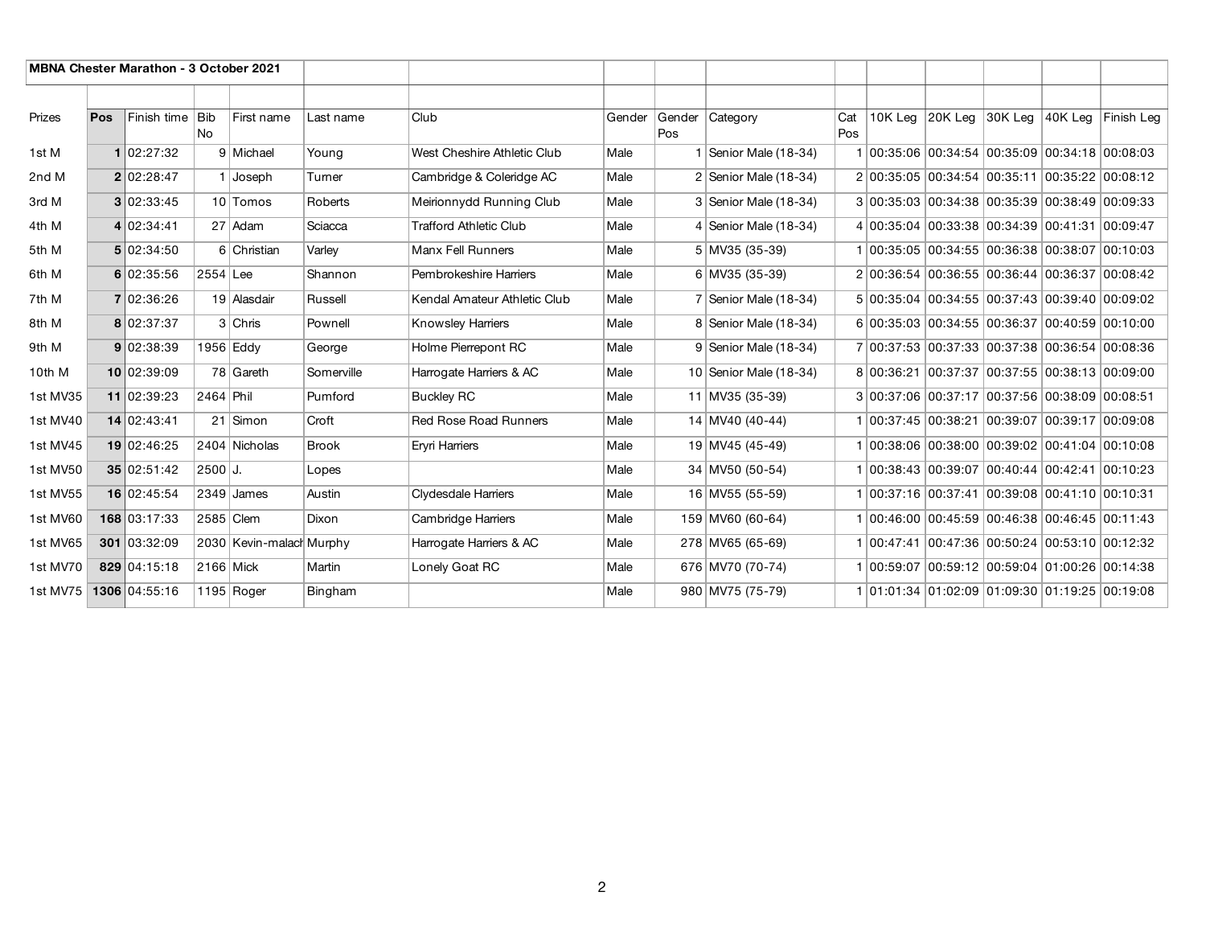| MBNA Chester Marathon - 3 October 2021 | | | | | | | | | | | | | | | | |
|---|---|---|---|---|---|---|---|---|---|---|---|---|---|---|---|---|
| Prizes | **Pos** | Finish time | Bib No | First name | Last name | Club | Gender | Gender Pos | Category | Cat Pos | 10K Leg | 20K Leg | 30K Leg | 40K Leg | Finish Leg |
| 1st M | **1** | 02:27:32 | 9 | Michael | Young | West Cheshire Athletic Club | Male | 1 | Senior Male (18-34) | 1 | 00:35:06 | 00:34:54 | 00:35:09 | 00:34:18 | 00:08:03 |
| 2nd M | **2** | 02:28:47 | 1 | Joseph | Turner | Cambridge & Coleridge AC | Male | 2 | Senior Male (18-34) | 2 | 00:35:05 | 00:34:54 | 00:35:11 | 00:35:22 | 00:08:12 |
| 3rd M | **3** | 02:33:45 | 10 | Tomos | Roberts | Meirionnydd Running Club | Male | 3 | Senior Male (18-34) | 3 | 00:35:03 | 00:34:38 | 00:35:39 | 00:38:49 | 00:09:33 |
| 4th M | **4** | 02:34:41 | 27 | Adam | Sciacca | Trafford Athletic Club | Male | 4 | Senior Male (18-34) | 4 | 00:35:04 | 00:33:38 | 00:34:39 | 00:41:31 | 00:09:47 |
| 5th M | **5** | 02:34:50 | 6 | Christian | Varley | Manx Fell Runners | Male | 5 | MV35 (35-39) | 1 | 00:35:05 | 00:34:55 | 00:36:38 | 00:38:07 | 00:10:03 |
| 6th M | **6** | 02:35:56 | 2554 | Lee | Shannon | Pembrokeshire Harriers | Male | 6 | MV35 (35-39) | 2 | 00:36:54 | 00:36:55 | 00:36:44 | 00:36:37 | 00:08:42 |
| 7th M | **7** | 02:36:26 | 19 | Alasdair | Russell | Kendal Amateur Athletic Club | Male | 7 | Senior Male (18-34) | 5 | 00:35:04 | 00:34:55 | 00:37:43 | 00:39:40 | 00:09:02 |
| 8th M | **8** | 02:37:37 | 3 | Chris | Pownell | Knowsley Harriers | Male | 8 | Senior Male (18-34) | 6 | 00:35:03 | 00:34:55 | 00:36:37 | 00:40:59 | 00:10:00 |
| 9th M | **9** | 02:38:39 | 1956 | Eddy | George | Holme Pierrepont RC | Male | 9 | Senior Male (18-34) | 7 | 00:37:53 | 00:37:33 | 00:37:38 | 00:36:54 | 00:08:36 |
| 10th M | **10** | 02:39:09 | 78 | Gareth | Somerville | Harrogate Harriers & AC | Male | 10 | Senior Male (18-34) | 8 | 00:36:21 | 00:37:37 | 00:37:55 | 00:38:13 | 00:09:00 |
| 1st MV35 | **11** | 02:39:23 | 2464 | Phil | Pumford | Buckley RC | Male | 11 | MV35 (35-39) | 3 | 00:37:06 | 00:37:17 | 00:37:56 | 00:38:09 | 00:08:51 |
| 1st MV40 | **14** | 02:43:41 | 21 | Simon | Croft | Red Rose Road Runners | Male | 14 | MV40 (40-44) | 1 | 00:37:45 | 00:38:21 | 00:39:07 | 00:39:17 | 00:09:08 |
| 1st MV45 | **19** | 02:46:25 | 2404 | Nicholas | Brook | Eryri Harriers | Male | 19 | MV45 (45-49) | 1 | 00:38:06 | 00:38:00 | 00:39:02 | 00:41:04 | 00:10:08 |
| 1st MV50 | **35** | 02:51:42 | 2500 | J. | Lopes | | Male | 34 | MV50 (50-54) | 1 | 00:38:43 | 00:39:07 | 00:40:44 | 00:42:41 | 00:10:23 |
| 1st MV55 | **16** | 02:45:54 | 2349 | James | Austin | Clydesdale Harriers | Male | 16 | MV55 (55-59) | 1 | 00:37:16 | 00:37:41 | 00:39:08 | 00:41:10 | 00:10:31 |
| 1st MV60 | **168** | 03:17:33 | 2585 | Clem | Dixon | Cambridge Harriers | Male | 159 | MV60 (60-64) | 1 | 00:46:00 | 00:45:59 | 00:46:38 | 00:46:45 | 00:11:43 |
| 1st MV65 | **301** | 03:32:09 | 2030 | Kevin-malach | Murphy | Harrogate Harriers & AC | Male | 278 | MV65 (65-69) | 1 | 00:47:41 | 00:47:36 | 00:50:24 | 00:53:10 | 00:12:32 |
| 1st MV70 | **829** | 04:15:18 | 2166 | Mick | Martin | Lonely Goat RC | Male | 676 | MV70 (70-74) | 1 | 00:59:07 | 00:59:12 | 00:59:04 | 01:00:26 | 00:14:38 |
| 1st MV75 | **1306** | 04:55:16 | 1195 | Roger | Bingham | | Male | 980 | MV75 (75-79) | 1 | 01:01:34 | 01:02:09 | 01:09:30 | 01:19:25 | 00:19:08 |